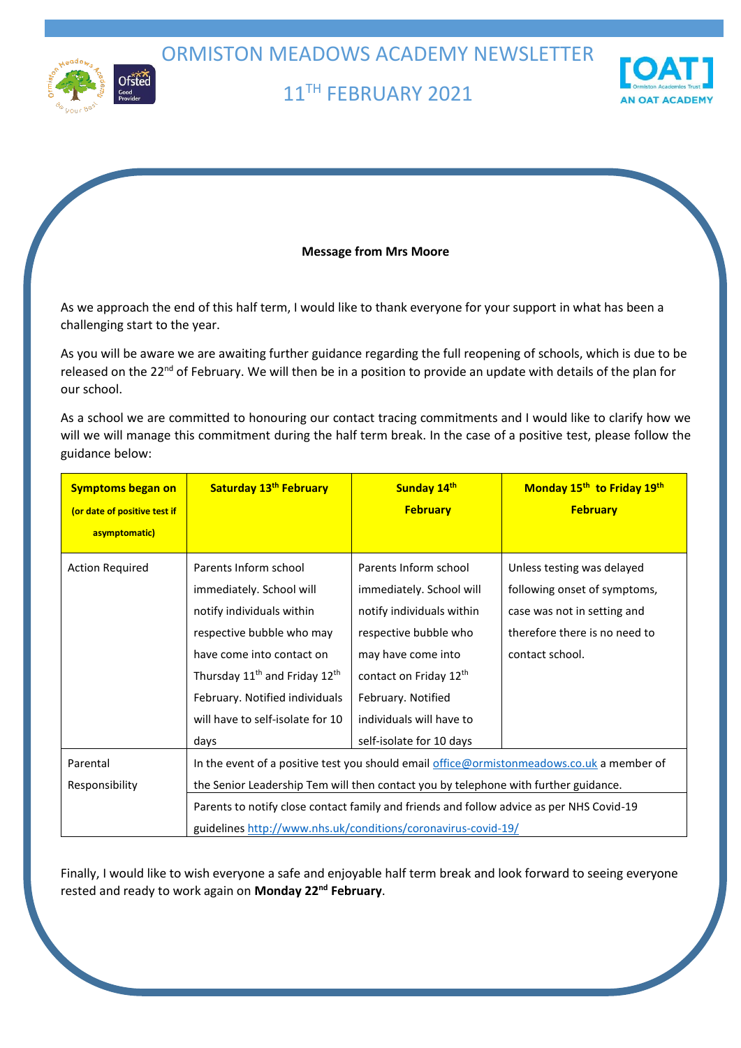# ORMISTON MEADOWS ACADEMY NEWSLETTER

## 11TH FEBRUARY 2021

**Message from Mrs Moore**

As we approach the end of this half term, I would like to thank everyone for your support in what has been a challenging start to the year.

As you will be aware we are awaiting further guidance regarding the full reopening of schools, which is due to be released on the 22nd of February. We will then be in a position to provide an update with details of the plan for our school.

As a school we are committed to honouring our contact tracing commitments and I would like to clarify how we will we will manage this commitment during the half term break. In the case of a positive test, please follow the guidance below:

| **Symptoms began on** (or date of positive test if asymptomatic) | **Saturday 13th February** | **Sunday 14th February** | **Monday 15th to Friday 19th February** |
|---|---|---|---|
| Action Required | Parents Inform school immediately. School will notify individuals within respective bubble who may have come into contact on Thursday 11th and Friday 12th February. Notified individuals will have to self-isolate for 10 days | Parents Inform school immediately. School will notify individuals within respective bubble who may have come into contact on Friday 12th February. Notified individuals will have to self-isolate for 10 days | Unless testing was delayed following onset of symptoms, case was not in setting and therefore there is no need to contact school. |
| Parental Responsibility | In the event of a positive test you should email office@ormistonmeadows.co.uk a member of the Senior Leadership Tem will then contact you by telephone with further guidance. | | |
| | Parents to notify close contact family and friends and follow advice as per NHS Covid-19 guidelines http://www.nhs.uk/conditions/coronavirus-covid-19/ | | |

Finally, I would like to wish everyone a safe and enjoyable half term break and look forward to seeing everyone rested and ready to work again on **Monday 22nd February**.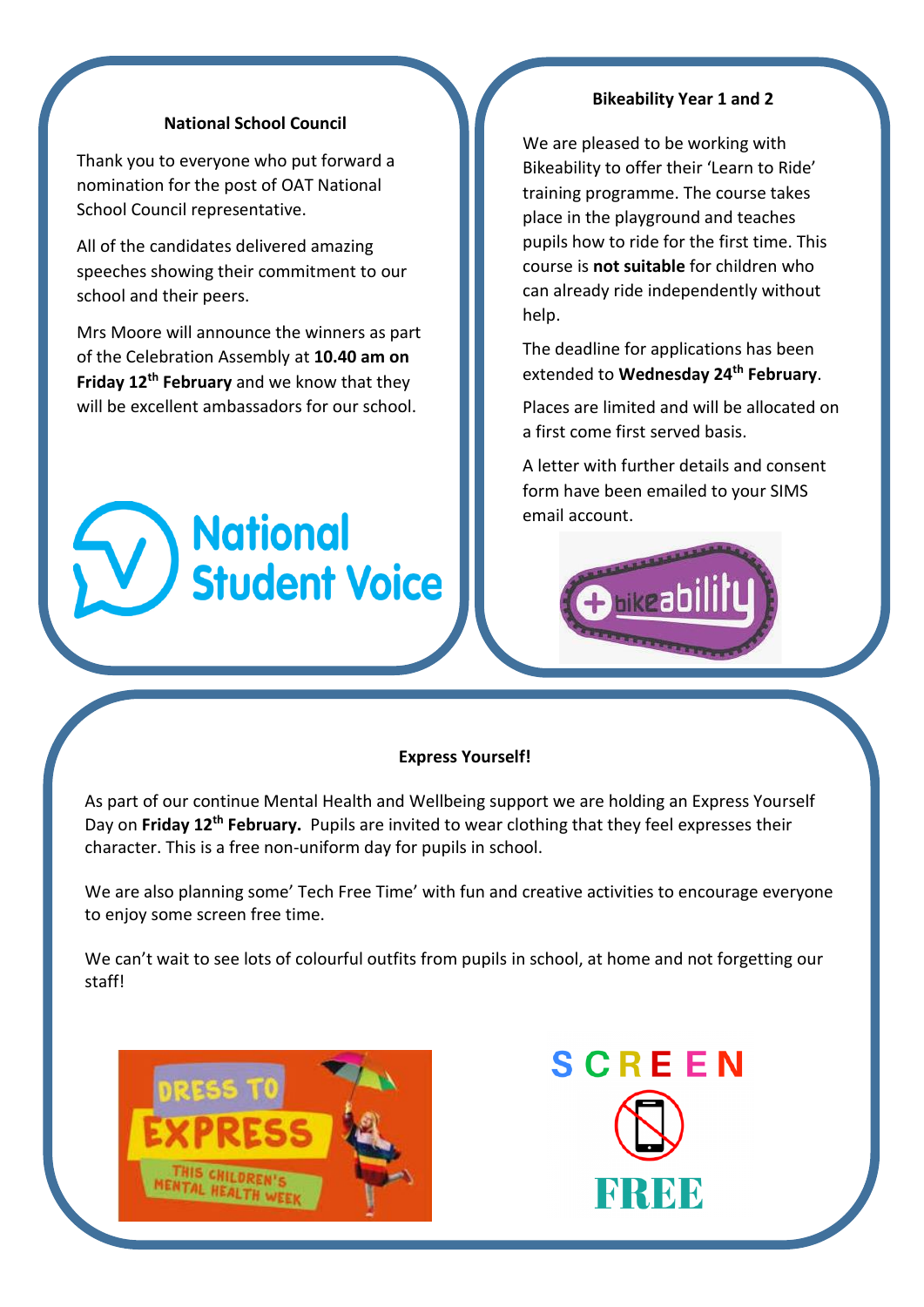## National School Council

Thank you to everyone who put forward a nomination for the post of OAT National School Council representative.

All of the candidates delivered amazing speeches showing their commitment to our school and their peers.

Mrs Moore will announce the winners as part of the Celebration Assembly at **10.40 am on Friday 12th February** and we know that they will be excellent ambassadors for our school.

National Student Voice

## Bikeability Year 1 and 2

We are pleased to be working with Bikeability to offer their 'Learn to Ride' training programme. The course takes place in the playground and teaches pupils how to ride for the first time. This course is **not suitable** for children who can already ride independently without help.

The deadline for applications has been extended to **Wednesday 24th February**.

Places are limited and will be allocated on a first come first served basis.

A letter with further details and consent form have been emailed to your SIMS email account.

bikeability

## Express Yourself!

As part of our continue Mental Health and Wellbeing support we are holding an Express Yourself Day on **Friday 12th February.** Pupils are invited to wear clothing that they feel expresses their character. This is a free non-uniform day for pupils in school.

We are also planning some' Tech Free Time' with fun and creative activities to encourage everyone to enjoy some screen free time.

We can't wait to see lots of colourful outfits from pupils in school, at home and not forgetting our staff!

DRESS TO EXPRESS
THIS CHILDREN'S MENTAL HEALTH WEEK

SCREEN FREE